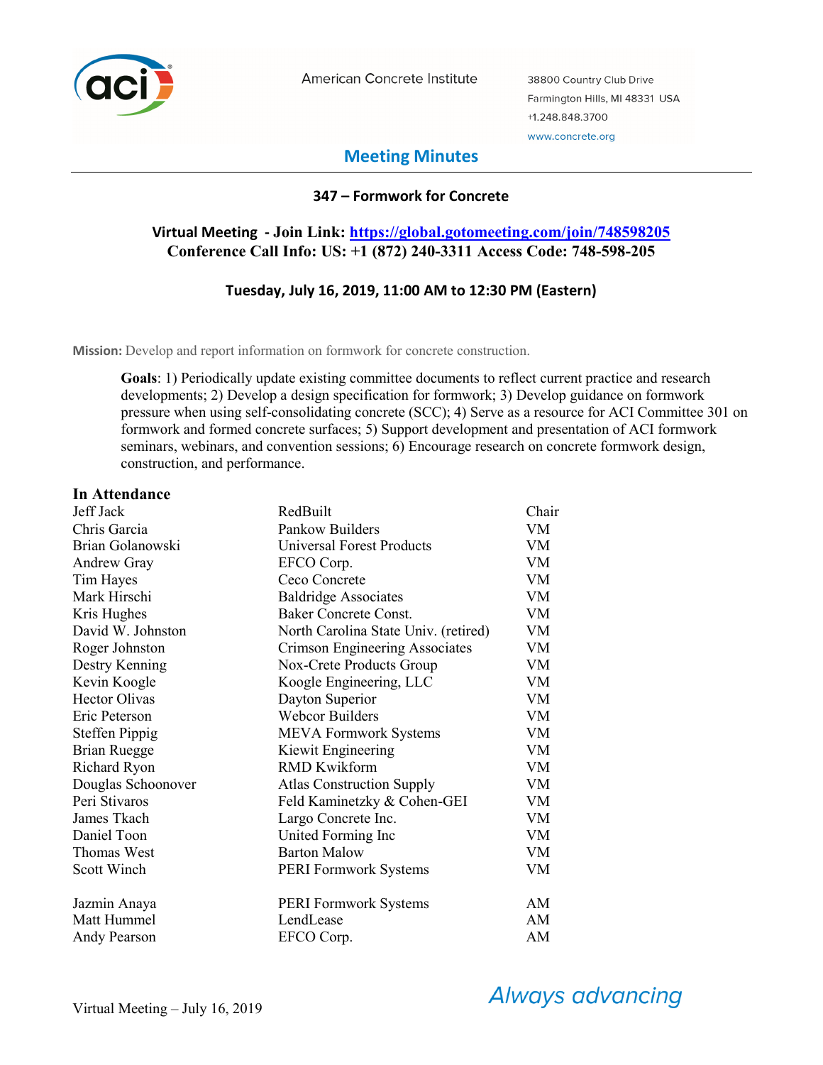American Concrete Institute

38800 Country Club Drive
Farmington Hills, MI 48331 USA
+1.248.848.3700
www.concrete.org

# Meeting Minutes

## 347 – Formwork for Concrete

**Virtual Meeting - Join Link: [https://global.gotomeeting.com/join/748598205](https://global.gotomeeting.com/join/748598205)**
**Conference Call Info: US: +1 (872) 240-3311 Access Code: 748-598-205**

**Tuesday, July 16, 2019, 11:00 AM to 12:30 PM (Eastern)**

**Mission:** Develop and report information on formwork for concrete construction.

**Goals**: 1) Periodically update existing committee documents to reflect current practice and research developments; 2) Develop a design specification for formwork; 3) Develop guidance on formwork pressure when using self-consolidating concrete (SCC); 4) Serve as a resource for ACI Committee 301 on formwork and formed concrete surfaces; 5) Support development and presentation of ACI formwork seminars, webinars, and convention sessions; 6) Encourage research on concrete formwork design, construction, and performance.

### In Attendance

| Name | Affiliation | Role |
|---|---|---|
| Jeff Jack | RedBuilt | Chair |
| Chris Garcia | Pankow Builders | VM |
| Brian Golanowski | Universal Forest Products | VM |
| Andrew Gray | EFCO Corp. | VM |
| Tim Hayes | Ceco Concrete | VM |
| Mark Hirschi | Baldridge Associates | VM |
| Kris Hughes | Baker Concrete Const. | VM |
| David W. Johnston | North Carolina State Univ. (retired) | VM |
| Roger Johnston | Crimson Engineering Associates | VM |
| Destry Kenning | Nox-Crete Products Group | VM |
| Kevin Koogle | Koogle Engineering, LLC | VM |
| Hector Olivas | Dayton Superior | VM |
| Eric Peterson | Webcor Builders | VM |
| Steffen Pippig | MEVA Formwork Systems | VM |
| Brian Ruegge | Kiewit Engineering | VM |
| Richard Ryon | RMD Kwikform | VM |
| Douglas Schoonover | Atlas Construction Supply | VM |
| Peri Stivaros | Feld Kaminetzky & Cohen-GEI | VM |
| James Tkach | Largo Concrete Inc. | VM |
| Daniel Toon | United Forming Inc | VM |
| Thomas West | Barton Malow | VM |
| Scott Winch | PERI Formwork Systems | VM |
| | | |
| Jazmin Anaya | PERI Formwork Systems | AM |
| Matt Hummel | LendLease | AM |
| Andy Pearson | EFCO Corp. | AM |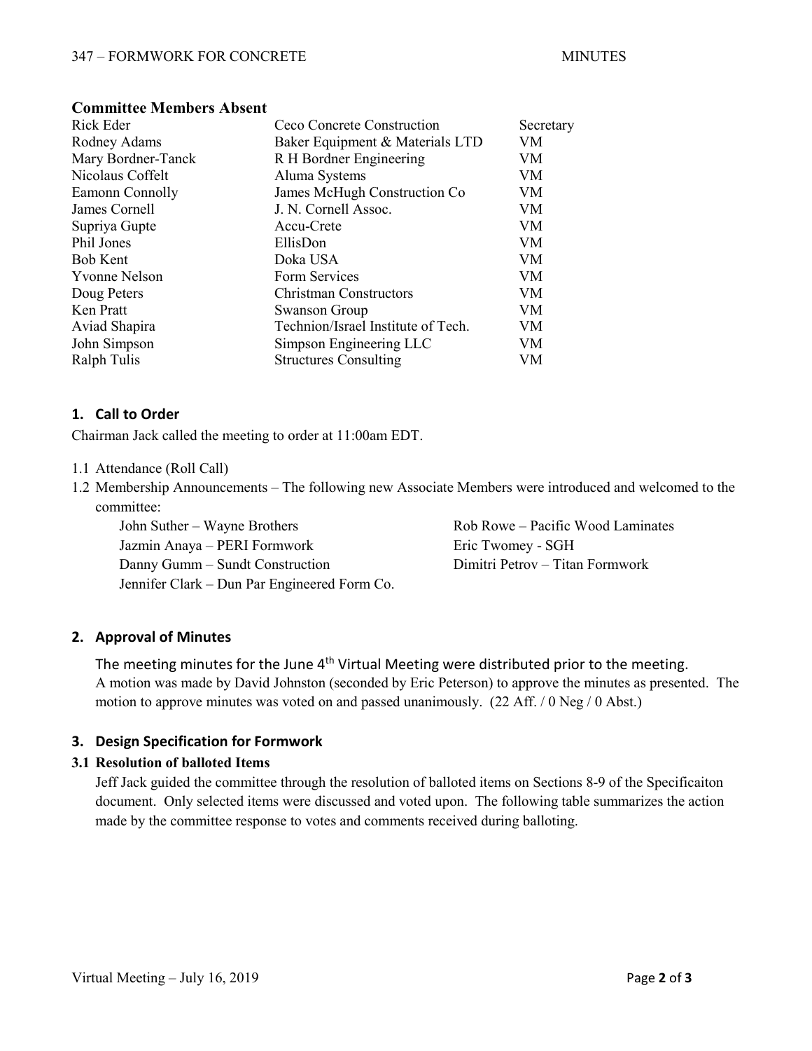### Committee Members Absent

| | | |
|---|---|---|
| Rick Eder | Ceco Concrete Construction | Secretary |
| Rodney Adams | Baker Equipment & Materials LTD | VM |
| Mary Bordner-Tanck | R H Bordner Engineering | VM |
| Nicolaus Coffelt | Aluma Systems | VM |
| Eamonn Connolly | James McHugh Construction Co | VM |
| James Cornell | J. N. Cornell Assoc. | VM |
| Supriya Gupte | Accu-Crete | VM |
| Phil Jones | EllisDon | VM |
| Bob Kent | Doka USA | VM |
| Yvonne Nelson | Form Services | VM |
| Doug Peters | Christman Constructors | VM |
| Ken Pratt | Swanson Group | VM |
| Aviad Shapira | Technion/Israel Institute of Tech. | VM |
| John Simpson | Simpson Engineering LLC | VM |
| Ralph Tulis | Structures Consulting | VM |

## 1. Call to Order

Chairman Jack called the meeting to order at 11:00am EDT.

1.1 Attendance (Roll Call)

1.2 Membership Announcements – The following new Associate Members were introduced and welcomed to the committee:

- John Suther – Wayne Brothers
- Jazmin Anaya – PERI Formwork
- Danny Gumm – Sundt Construction
- Jennifer Clark – Dun Par Engineered Form Co.
- Rob Rowe – Pacific Wood Laminates
- Eric Twomey - SGH
- Dimitri Petrov – Titan Formwork

## 2. Approval of Minutes

The meeting minutes for the June 4th Virtual Meeting were distributed prior to the meeting. A motion was made by David Johnston (seconded by Eric Peterson) to approve the minutes as presented. The motion to approve minutes was voted on and passed unanimously. (22 Aff. / 0 Neg / 0 Abst.)

## 3. Design Specification for Formwork

### 3.1 Resolution of balloted Items

Jeff Jack guided the committee through the resolution of balloted items on Sections 8-9 of the Specificaiton document. Only selected items were discussed and voted upon. The following table summarizes the action made by the committee response to votes and comments received during balloting.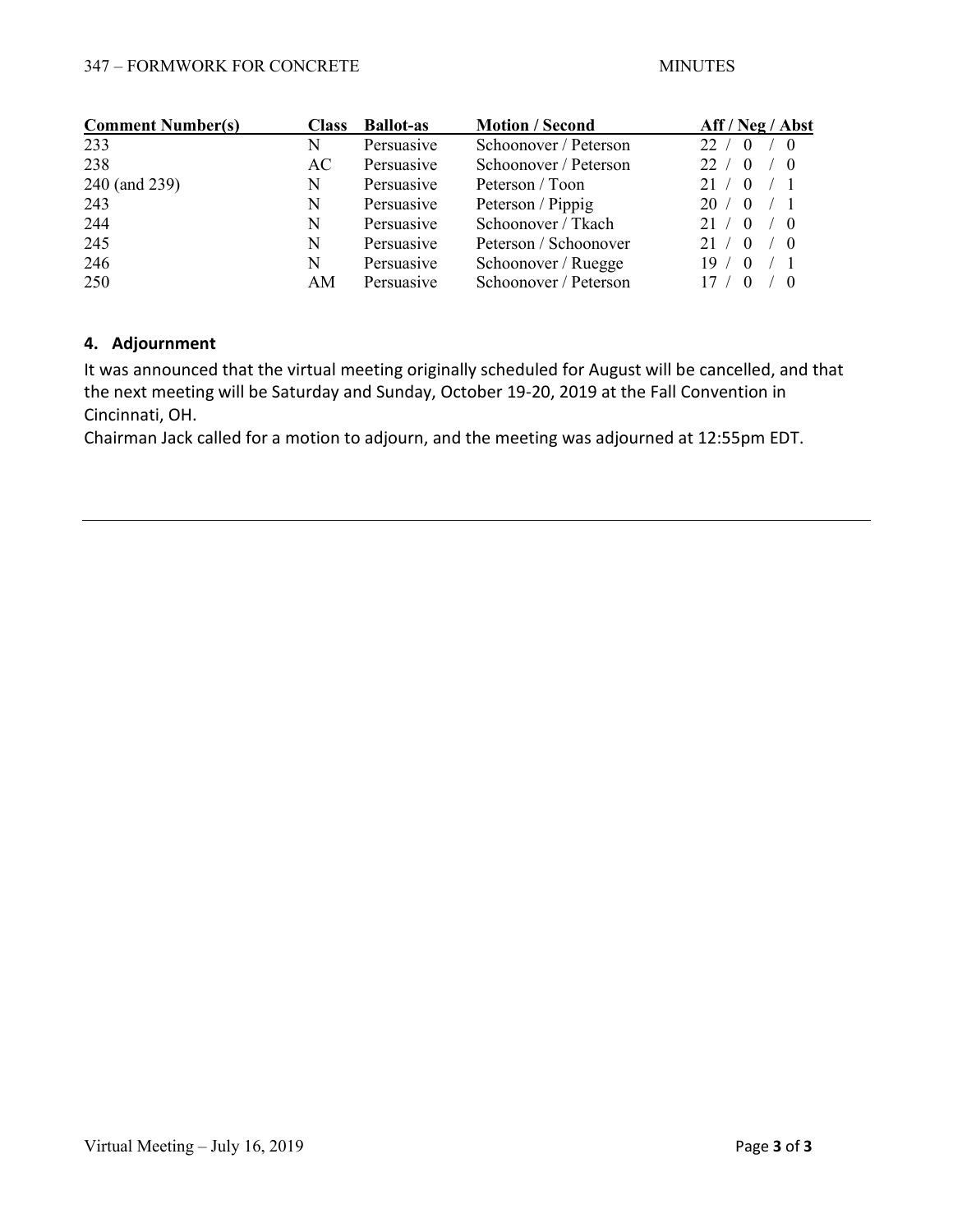| Comment Number(s) | Class | Ballot-as | Motion / Second | Aff / Neg / Abst |
|---|---|---|---|---|
| 233 | N | Persuasive | Schoonover / Peterson | 22 / 0 / 0 |
| 238 | AC | Persuasive | Schoonover / Peterson | 22 / 0 / 0 |
| 240 (and 239) | N | Persuasive | Peterson / Toon | 21 / 0 / 1 |
| 243 | N | Persuasive | Peterson / Pippig | 20 / 0 / 1 |
| 244 | N | Persuasive | Schoonover / Tkach | 21 / 0 / 0 |
| 245 | N | Persuasive | Peterson / Schoonover | 21 / 0 / 0 |
| 246 | N | Persuasive | Schoonover / Ruegge | 19 / 0 / 1 |
| 250 | AM | Persuasive | Schoonover / Peterson | 17 / 0 / 0 |

## 4. Adjournment

It was announced that the virtual meeting originally scheduled for August will be cancelled, and that the next meeting will be Saturday and Sunday, October 19-20, 2019 at the Fall Convention in Cincinnati, OH.

Chairman Jack called for a motion to adjourn, and the meeting was adjourned at 12:55pm EDT.